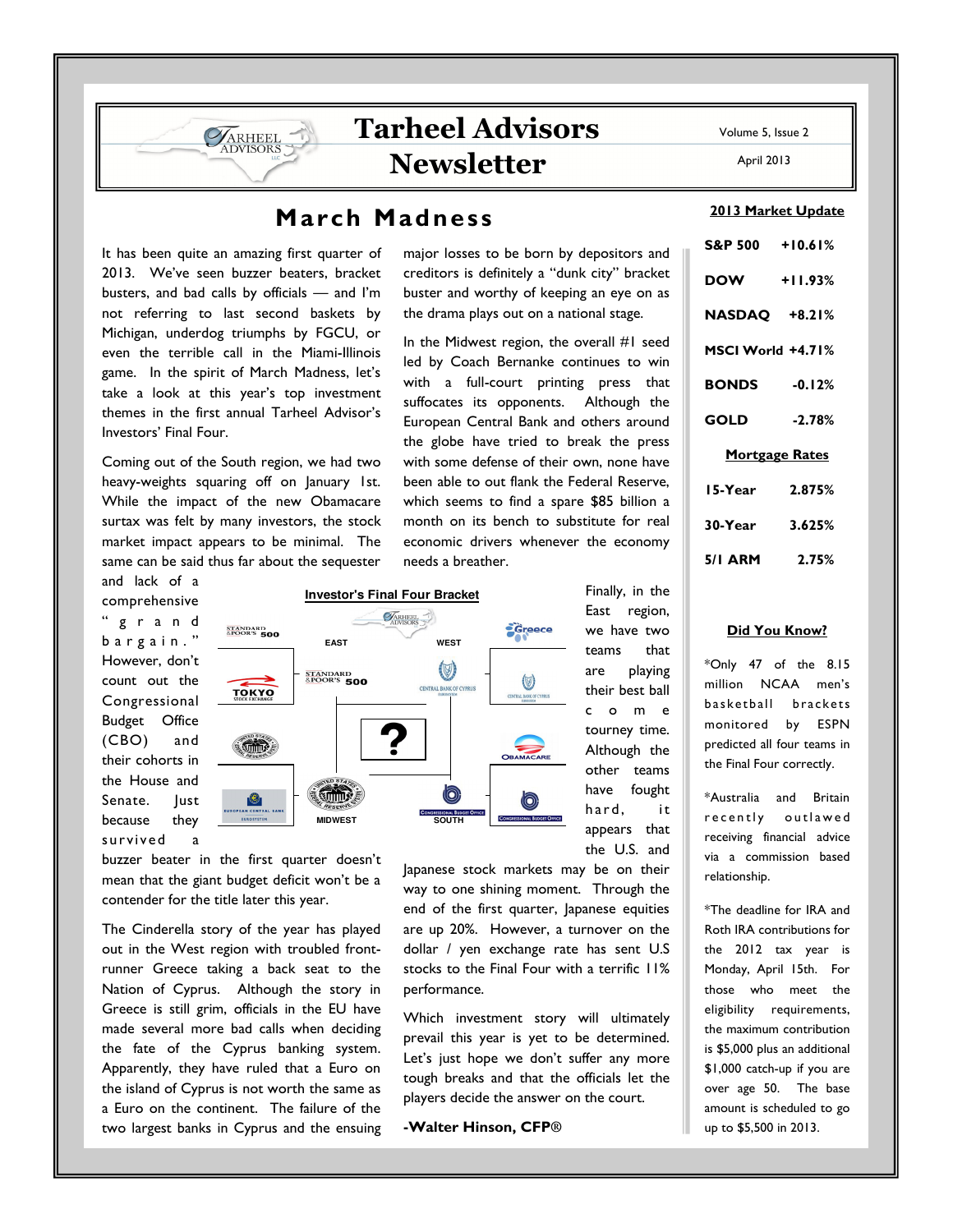# Tarheel Advisors Newsletter

Volume 5, Issue 2

April 2013

## March Madness

It has been quite an amazing first quarter of 2013. We've seen buzzer beaters, bracket busters, and bad calls by officials — and I'm not referring to last second baskets by Michigan, underdog triumphs by FGCU, or even the terrible call in the Miami-Illinois game. In the spirit of March Madness, let's take a look at this year's top investment themes in the first annual Tarheel Advisor's Investors' Final Four.

Coming out of the South region, we had two heavy-weights squaring off on January 1st. While the impact of the new Obamacare surtax was felt by many investors, the stock market impact appears to be minimal. The same can be said thus far about the sequester and lack of a comprehensive "grand bargain." However, don't count out the Congressional Budget Office (CBO) and their cohorts in the House and Senate. Just because they survived a buzzer beater in the first quarter doesn't mean that the giant budget deficit won't be a contender for the title later this year.

The Cinderella story of the year has played out in the West region with troubled front-runner Greece taking a back seat to the Nation of Cyprus. Although the story in Greece is still grim, officials in the EU have made several more bad calls when deciding the fate of the Cyprus banking system. Apparently, they have ruled that a Euro on the island of Cyprus is not worth the same as a Euro on the continent. The failure of the two largest banks in Cyprus and the ensuing major losses to be born by depositors and creditors is definitely a "dunk city" bracket buster and worthy of keeping an eye on as the drama plays out on a national stage.

In the Midwest region, the overall #1 seed led by Coach Bernanke continues to win with a full-court printing press that suffocates its opponents. Although the European Central Bank and others around the globe have tried to break the press with some defense of their own, none have been able to out flank the Federal Reserve, which seems to find a spare $85 billion a month on its bench to substitute for real economic drivers whenever the economy needs a breather.

**Investor's Final Four Bracket**

EAST — WEST — MIDWEST — SOUTH

STANDARD & POOR'S 500 — TOKYO STOCK EXCHANGE — STANDARD & POOR'S 500 — Greece — CENTRAL BANK OF CYPRUS — CENTRAL BANK OF CYPRUS — ? — UNITED STATES FEDERAL RESERVE — EUROPEAN CENTRAL BANK — UNITED STATES FEDERAL RESERVE — OBAMACARE — CONGRESSIONAL BUDGET OFFICE — CONGRESSIONAL BUDGET OFFICE

Finally, in the East region, we have two teams that are playing their best ball come tourney time. Although the other teams have fought hard, it appears that the U.S. and Japanese stock markets may be on their way to one shining moment. Through the end of the first quarter, Japanese equities are up 20%. However, a turnover on the dollar / yen exchange rate has sent U.S stocks to the Final Four with a terrific 11% performance.

Which investment story will ultimately prevail this year is yet to be determined. Let's just hope we don't suffer any more tough breaks and that the officials let the players decide the answer on the court.

**-Walter Hinson, CFP®**

### 2013 Market Update

| | |
|---|---|
| S&P 500 | +10.61% |
| DOW | +11.93% |
| NASDAQ | +8.21% |
| MSCI World | +4.71% |
| BONDS | -0.12% |
| GOLD | -2.78% |

### Mortgage Rates

| | |
|---|---|
| 15-Year | 2.875% |
| 30-Year | 3.625% |
| 5/1 ARM | 2.75% |

### Did You Know?

*Only 47 of the 8.15 million NCAA men's basketball brackets monitored by ESPN predicted all four teams in the Final Four correctly.

*Australia and Britain recently outlawed receiving financial advice via a commission based relationship.

*The deadline for IRA and Roth IRA contributions for the 2012 tax year is Monday, April 15th. For those who meet the eligibility requirements, the maximum contribution is $5,000 plus an additional $1,000 catch-up if you are over age 50. The base amount is scheduled to go up to $5,500 in 2013.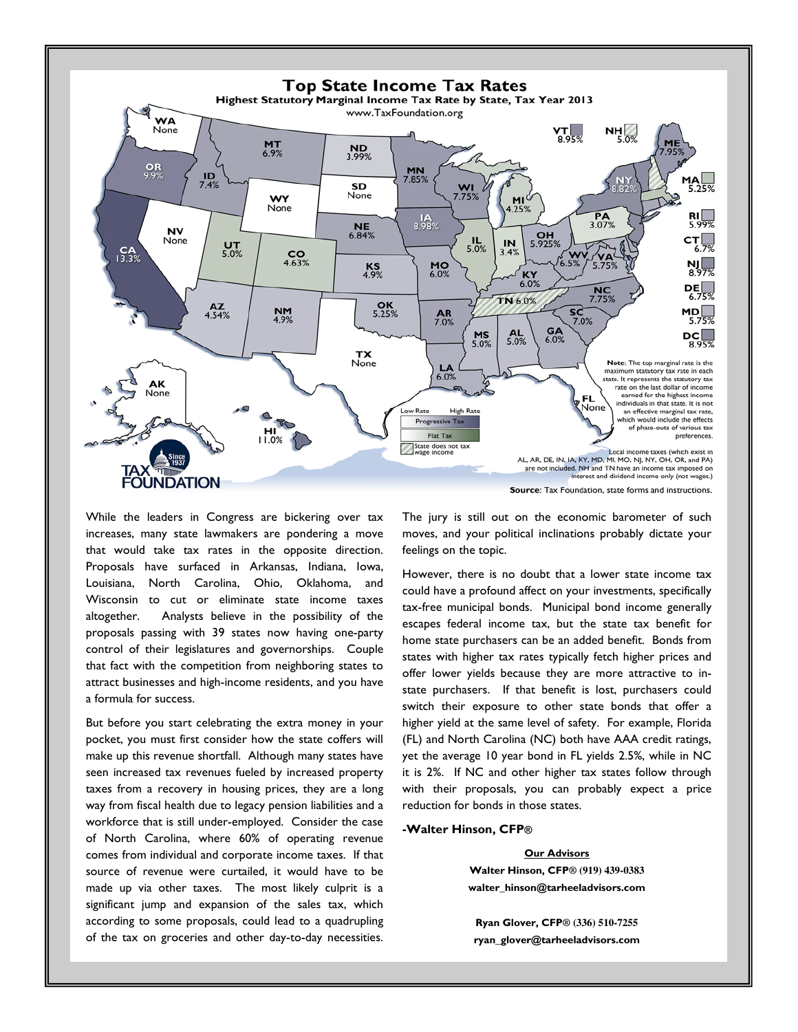**Top State Income Tax Rates**

**Highest Statutory Marginal Income Tax Rate by State, Tax Year 2013**

www.TaxFoundation.org

WA None
OR 9.9%
CA 13.3%
NV None
ID 7.4%
MT 6.9%
WY None
UT 5.0%
CO 4.63%
AZ 4.54%
NM 4.9%
ND 3.99%
SD None
NE 6.84%
KS 4.9%
OK 5.25%
TX None
MN 7.85%
IA 8.98%
MO 6.0%
AR 7.0%
LA 6.0%
WI 7.75%
IL 5.0%
MI 4.25%
IN 3.4%
OH 5.925%
KY 6.0%
TN 6.0%
MS 5.0%
AL 5.0%
GA 6.0%
FL None
SC 7.0%
NC 7.75%
VA 5.75%
WV 6.5%
PA 3.07%
NY 8.82%
ME 7.95%
VT 8.95%
NH 5.0%
MA 5.25%
RI 5.99%
CT 6.7%
NJ 8.97%
DE 6.75%
MD 5.75%
DC 8.95%
AK None
HI 11.0%

Low Rate High Rate
Progressive Tax
Flat Tax
State does not tax wage income

**Note**: The top marginal rate is the maximum statutory tax rate in each state. It represents the statutory tax rate on the last dollar of income earned for the highest income individuals in that state. It is not an effective marginal tax rate, which would include the effects of phase-outs of various tax preferences.

Local income taxes (which exist in AL, AR, DE, IN, IA, KY, MD, MI, MO, NJ, NY, OH, OR, and PA) are not included. NH and TN have an income tax imposed on interest and dividend income only (not wages.)

**Source**: Tax Foundation, state forms and instructions.

TAX FOUNDATION Since 1937

While the leaders in Congress are bickering over tax increases, many state lawmakers are pondering a move that would take tax rates in the opposite direction. Proposals have surfaced in Arkansas, Indiana, Iowa, Louisiana, North Carolina, Ohio, Oklahoma, and Wisconsin to cut or eliminate state income taxes altogether. Analysts believe in the possibility of the proposals passing with 39 states now having one-party control of their legislatures and governorships. Couple that fact with the competition from neighboring states to attract businesses and high-income residents, and you have a formula for success.

But before you start celebrating the extra money in your pocket, you must first consider how the state coffers will make up this revenue shortfall. Although many states have seen increased tax revenues fueled by increased property taxes from a recovery in housing prices, they are a long way from fiscal health due to legacy pension liabilities and a workforce that is still under-employed. Consider the case of North Carolina, where 60% of operating revenue comes from individual and corporate income taxes. If that source of revenue were curtailed, it would have to be made up via other taxes. The most likely culprit is a significant jump and expansion of the sales tax, which according to some proposals, could lead to a quadrupling of the tax on groceries and other day-to-day necessities.

The jury is still out on the economic barometer of such moves, and your political inclinations probably dictate your feelings on the topic.

However, there is no doubt that a lower state income tax could have a profound affect on your investments, specifically tax-free municipal bonds. Municipal bond income generally escapes federal income tax, but the state tax benefit for home state purchasers can be an added benefit. Bonds from states with higher tax rates typically fetch higher prices and offer lower yields because they are more attractive to in-state purchasers. If that benefit is lost, purchasers could switch their exposure to other state bonds that offer a higher yield at the same level of safety. For example, Florida (FL) and North Carolina (NC) both have AAA credit ratings, yet the average 10 year bond in FL yields 2.5%, while in NC it is 2%. If NC and other higher tax states follow through with their proposals, you can probably expect a price reduction for bonds in those states.

**-Walter Hinson, CFP®**

**Our Advisors**

**Walter Hinson, CFP® (919) 439-0383**
**walter_hinson@tarheeladvisors.com**

**Ryan Glover, CFP® (336) 510-7255**
**ryan_glover@tarheeladvisors.com**